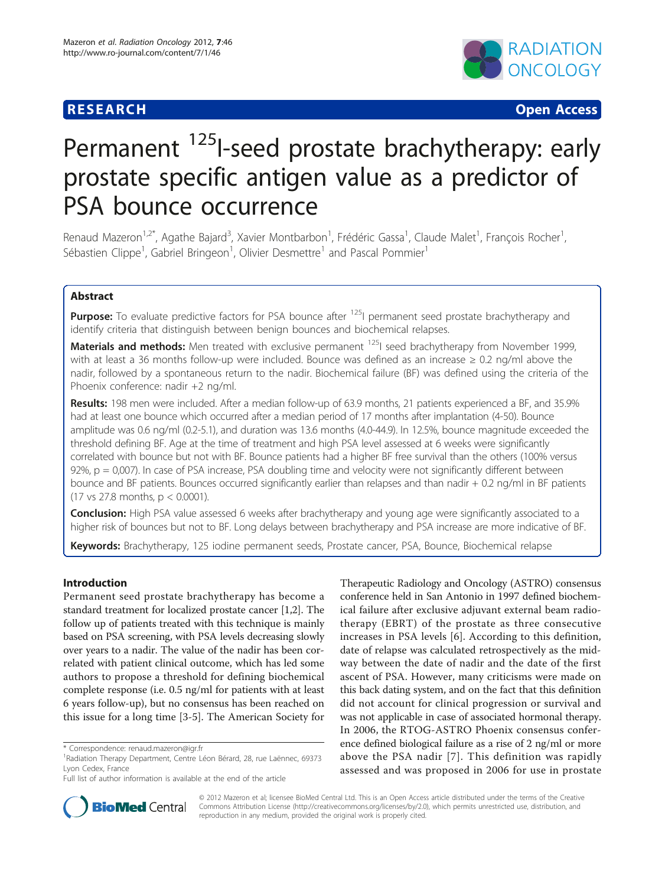**RESEARCH** **Open Access**

# Permanent $^{125}$I-seed prostate brachytherapy: early prostate specific antigen value as a predictor of PSA bounce occurrence

Renaud Mazeron[1,2*], Agathe Bajard[3], Xavier Montbarbon[1], Frédéric Gassa[1], Claude Malet[1], François Rocher[1], Sébastien Clippe[1], Gabriel Bringeon[1], Olivier Desmettre[1] and Pascal Pommier[1]

## Abstract

**Purpose:** To evaluate predictive factors for PSA bounce after $^{125}$I permanent seed prostate brachytherapy and identify criteria that distinguish between benign bounces and biochemical relapses.

**Materials and methods:** Men treated with exclusive permanent $^{125}$I seed brachytherapy from November 1999, with at least a 36 months follow-up were included. Bounce was defined as an increase ≥ 0.2 ng/ml above the nadir, followed by a spontaneous return to the nadir. Biochemical failure (BF) was defined using the criteria of the Phoenix conference: nadir +2 ng/ml.

**Results:** 198 men were included. After a median follow-up of 63.9 months, 21 patients experienced a BF, and 35.9% had at least one bounce which occurred after a median period of 17 months after implantation (4-50). Bounce amplitude was 0.6 ng/ml (0.2-5.1), and duration was 13.6 months (4.0-44.9). In 12.5%, bounce magnitude exceeded the threshold defining BF. Age at the time of treatment and high PSA level assessed at 6 weeks were significantly correlated with bounce but not with BF. Bounce patients had a higher BF free survival than the others (100% versus 92%, p = 0,007). In case of PSA increase, PSA doubling time and velocity were not significantly different between bounce and BF patients. Bounces occurred significantly earlier than relapses and than nadir + 0.2 ng/ml in BF patients (17 vs 27.8 months, p < 0.0001).

**Conclusion:** High PSA value assessed 6 weeks after brachytherapy and young age were significantly associated to a higher risk of bounces but not to BF. Long delays between brachytherapy and PSA increase are more indicative of BF.

**Keywords:** Brachytherapy, 125 iodine permanent seeds, Prostate cancer, PSA, Bounce, Biochemical relapse

## Introduction

Permanent seed prostate brachytherapy has become a standard treatment for localized prostate cancer [1,2]. The follow up of patients treated with this technique is mainly based on PSA screening, with PSA levels decreasing slowly over years to a nadir. The value of the nadir has been correlated with patient clinical outcome, which has led some authors to propose a threshold for defining biochemical complete response (i.e. 0.5 ng/ml for patients with at least 6 years follow-up), but no consensus has been reached on this issue for a long time [3-5]. The American Society for Therapeutic Radiology and Oncology (ASTRO) consensus conference held in San Antonio in 1997 defined biochemical failure after exclusive adjuvant external beam radiotherapy (EBRT) of the prostate as three consecutive increases in PSA levels [6]. According to this definition, date of relapse was calculated retrospectively as the midway between the date of nadir and the date of the first ascent of PSA. However, many criticisms were made on this back dating system, and on the fact that this definition did not account for clinical progression or survival and was not applicable in case of associated hormonal therapy. In 2006, the RTOG-ASTRO Phoenix consensus conference defined biological failure as a rise of 2 ng/ml or more above the PSA nadir [7]. This definition was rapidly assessed and was proposed in 2006 for use in prostate

\* Correspondence: renaud.mazeron@igr.fr
[1]Radiation Therapy Department, Centre Léon Bérard, 28, rue Laënnec, 69373 Lyon Cedex, France
Full list of author information is available at the end of the article

© 2012 Mazeron et al; licensee BioMed Central Ltd. This is an Open Access article distributed under the terms of the Creative Commons Attribution License (http://creativecommons.org/licenses/by/2.0), which permits unrestricted use, distribution, and reproduction in any medium, provided the original work is properly cited.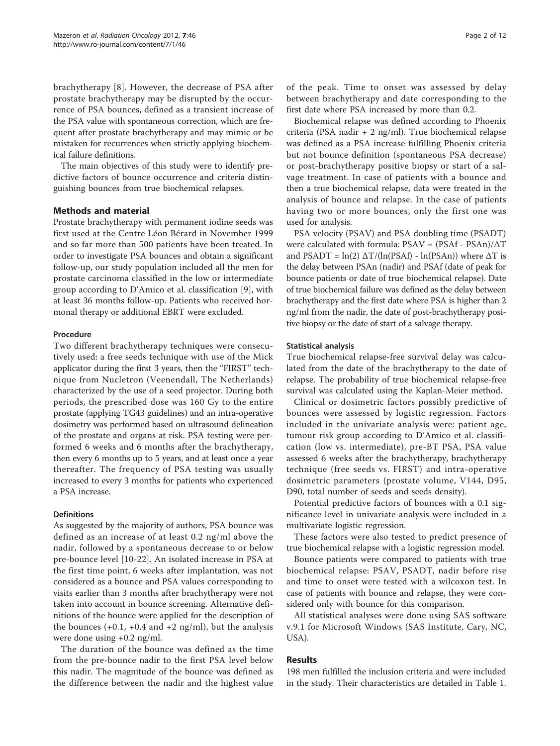brachytherapy [8]. However, the decrease of PSA after prostate brachytherapy may be disrupted by the occurrence of PSA bounces, defined as a transient increase of the PSA value with spontaneous correction, which are frequent after prostate brachytherapy and may mimic or be mistaken for recurrences when strictly applying biochemical failure definitions.

The main objectives of this study were to identify predictive factors of bounce occurrence and criteria distinguishing bounces from true biochemical relapses.

## Methods and material

Prostate brachytherapy with permanent iodine seeds was first used at the Centre Léon Bérard in November 1999 and so far more than 500 patients have been treated. In order to investigate PSA bounces and obtain a significant follow-up, our study population included all the men for prostate carcinoma classified in the low or intermediate group according to D'Amico et al. classification [9], with at least 36 months follow-up. Patients who received hormonal therapy or additional EBRT were excluded.

### Procedure

Two different brachytherapy techniques were consecutively used: a free seeds technique with use of the Mick applicator during the first 3 years, then the "FIRST" technique from Nucletron (Veenendall, The Netherlands) characterized by the use of a seed projector. During both periods, the prescribed dose was 160 Gy to the entire prostate (applying TG43 guidelines) and an intra-operative dosimetry was performed based on ultrasound delineation of the prostate and organs at risk. PSA testing were performed 6 weeks and 6 months after the brachytherapy, then every 6 months up to 5 years, and at least once a year thereafter. The frequency of PSA testing was usually increased to every 3 months for patients who experienced a PSA increase.

### Definitions

As suggested by the majority of authors, PSA bounce was defined as an increase of at least 0.2 ng/ml above the nadir, followed by a spontaneous decrease to or below pre-bounce level [10-22]. An isolated increase in PSA at the first time point, 6 weeks after implantation, was not considered as a bounce and PSA values corresponding to visits earlier than 3 months after brachytherapy were not taken into account in bounce screening. Alternative definitions of the bounce were applied for the description of the bounces (+0.1, +0.4 and +2 ng/ml), but the analysis were done using +0.2 ng/ml.

The duration of the bounce was defined as the time from the pre-bounce nadir to the first PSA level below this nadir. The magnitude of the bounce was defined as the difference between the nadir and the highest value of the peak. Time to onset was assessed by delay between brachytherapy and date corresponding to the first date where PSA increased by more than 0.2.

Biochemical relapse was defined according to Phoenix criteria (PSA nadir + 2 ng/ml). True biochemical relapse was defined as a PSA increase fulfilling Phoenix criteria but not bounce definition (spontaneous PSA decrease) or post-brachytherapy positive biopsy or start of a salvage treatment. In case of patients with a bounce and then a true biochemical relapse, data were treated in the analysis of bounce and relapse. In the case of patients having two or more bounces, only the first one was used for analysis.

PSA velocity (PSAV) and PSA doubling time (PSADT) were calculated with formula: $PSAV = (PSAf - PSAn)/\Delta T$ and $PSADT = \ln(2)\ \Delta T/(\ln(PSAf) - \ln(PSAn))$ where $\Delta T$ is the delay between PSAn (nadir) and PSAf (date of peak for bounce patients or date of true biochemical relapse). Date of true biochemical failure was defined as the delay between brachytherapy and the first date where PSA is higher than 2 ng/ml from the nadir, the date of post-brachytherapy positive biopsy or the date of start of a salvage therapy.

### Statistical analysis

True biochemical relapse-free survival delay was calculated from the date of the brachytherapy to the date of relapse. The probability of true biochemical relapse-free survival was calculated using the Kaplan-Meier method.

Clinical or dosimetric factors possibly predictive of bounces were assessed by logistic regression. Factors included in the univariate analysis were: patient age, tumour risk group according to D'Amico et al. classification (low vs. intermediate), pre-BT PSA, PSA value assessed 6 weeks after the brachytherapy, brachytherapy technique (free seeds vs. FIRST) and intra-operative dosimetric parameters (prostate volume, V144, D95, D90, total number of seeds and seeds density).

Potential predictive factors of bounces with a 0.1 significance level in univariate analysis were included in a multivariate logistic regression.

These factors were also tested to predict presence of true biochemical relapse with a logistic regression model.

Bounce patients were compared to patients with true biochemical relapse: PSAV, PSADT, nadir before rise and time to onset were tested with a wilcoxon test. In case of patients with bounce and relapse, they were considered only with bounce for this comparison.

All statistical analyses were done using SAS software v.9.1 for Microsoft Windows (SAS Institute, Cary, NC, USA).

## Results

198 men fulfilled the inclusion criteria and were included in the study. Their characteristics are detailed in Table 1.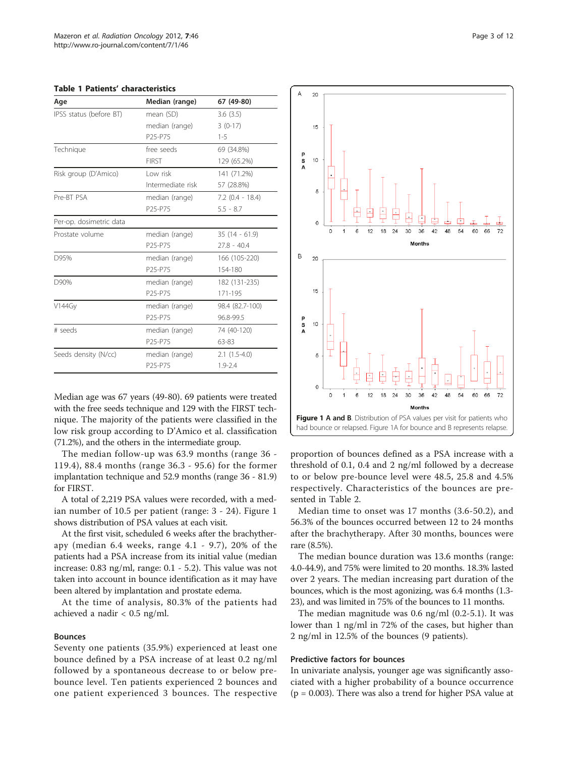**Table 1 Patients' characteristics**

| Age | Median (range) | 67 (49-80) |
|---|---|---|
| IPSS status (before BT) | mean (SD) | 3.6 (3.5) |
| | median (range) | 3 (0-17) |
| | P25-P75 | 1-5 |
| Technique | free seeds | 69 (34.8%) |
| | FIRST | 129 (65.2%) |
| Risk group (D'Amico) | Low risk | 141 (71.2%) |
| | Intermediate risk | 57 (28.8%) |
| Pre-BT PSA | median (range) | 7.2 (0.4 - 18.4) |
| | P25-P75 | 5.5 - 8.7 |
| Per-op. dosimetric data | | |
| Prostate volume | median (range) | 35 (14 - 61.9) |
| | P25-P75 | 27.8 - 40.4 |
| D95% | median (range) | 166 (105-220) |
| | P25-P75 | 154-180 |
| D90% | median (range) | 182 (131-235) |
| | P25-P75 | 171-195 |
| V144Gy | median (range) | 98.4 (82.7-100) |
| | P25-P75 | 96.8-99.5 |
| # seeds | median (range) | 74 (40-120) |
| | P25-P75 | 63-83 |
| Seeds density (N/cc) | median (range) | 2.1 (1.5-4.0) |
| | P25-P75 | 1.9-2.4 |

Median age was 67 years (49-80). 69 patients were treated with the free seeds technique and 129 with the FIRST technique. The majority of the patients were classified in the low risk group according to D'Amico et al. classification (71.2%), and the others in the intermediate group.

The median follow-up was 63.9 months (range 36 - 119.4), 88.4 months (range 36.3 - 95.6) for the former implantation technique and 52.9 months (range 36 - 81.9) for FIRST.

A total of 2,219 PSA values were recorded, with a median number of 10.5 per patient (range: 3 - 24). Figure 1 shows distribution of PSA values at each visit.

At the first visit, scheduled 6 weeks after the brachytherapy (median 6.4 weeks, range 4.1 - 9.7), 20% of the patients had a PSA increase from its initial value (median increase: 0.83 ng/ml, range: 0.1 - 5.2). This value was not taken into account in bounce identification as it may have been altered by implantation and prostate edema.

At the time of analysis, 80.3% of the patients had achieved a nadir < 0.5 ng/ml.

### Bounces

Seventy one patients (35.9%) experienced at least one bounce defined by a PSA increase of at least 0.2 ng/ml followed by a spontaneous decrease to or below pre-bounce level. Ten patients experienced 2 bounces and one patient experienced 3 bounces. The respective proportion of bounces defined as a PSA increase with a threshold of 0.1, 0.4 and 2 ng/ml followed by a decrease to or below pre-bounce level were 48.5, 25.8 and 4.5% respectively. Characteristics of the bounces are presented in Table 2.

**Figure 1 A and B**. Distribution of PSA values per visit for patients who had bounce or relapsed. Figure 1A for bounce and B represents relapse.

Median time to onset was 17 months (3.6-50.2), and 56.3% of the bounces occurred between 12 to 24 months after the brachytherapy. After 30 months, bounces were rare (8.5%).

The median bounce duration was 13.6 months (range: 4.0-44.9), and 75% were limited to 20 months. 18.3% lasted over 2 years. The median increasing part duration of the bounces, which is the most agonizing, was 6.4 months (1.3-23), and was limited in 75% of the bounces to 11 months.

The median magnitude was 0.6 ng/ml (0.2-5.1). It was lower than 1 ng/ml in 72% of the cases, but higher than 2 ng/ml in 12.5% of the bounces (9 patients).

### Predictive factors for bounces

In univariate analysis, younger age was significantly associated with a higher probability of a bounce occurrence ($p = 0.003$). There was also a trend for higher PSA value at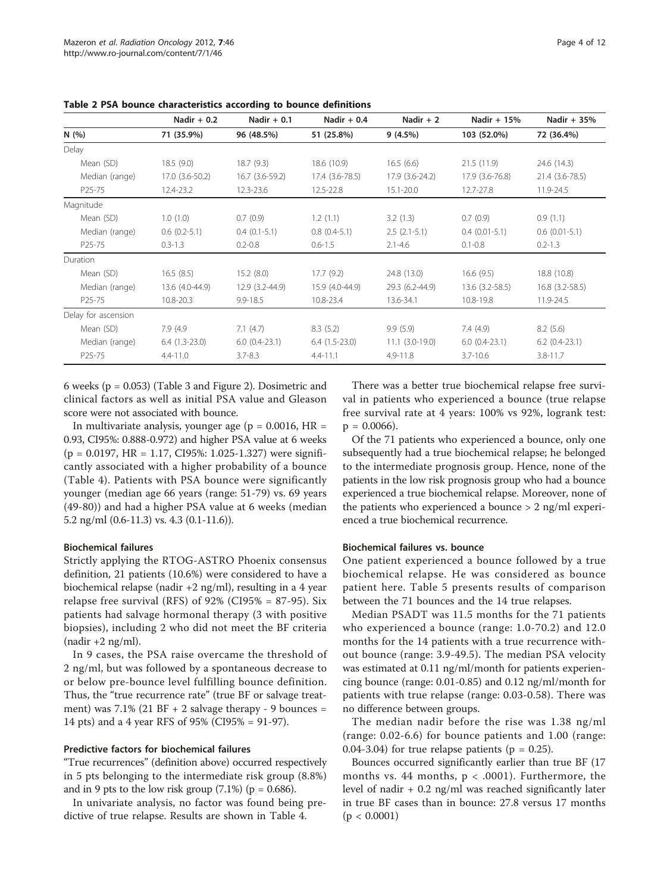**Table 2 PSA bounce characteristics according to bounce definitions**

| | Nadir + 0.2 | Nadir + 0.1 | Nadir + 0.4 | Nadir + 2 | Nadir + 15% | Nadir + 35% |
|---|---|---|---|---|---|---|
| N (%) | 71 (35.9%) | 96 (48.5%) | 51 (25.8%) | 9 (4.5%) | 103 (52.0%) | 72 (36.4%) |
| Delay | | | | | | |
| Mean (SD) | 18.5 (9.0) | 18.7 (9.3) | 18.6 (10.9) | 16.5 (6.6) | 21.5 (11.9) | 24.6 (14.3) |
| Median (range) | 17.0 (3.6-50.2) | 16.7 (3.6-59.2) | 17.4 (3.6-78.5) | 17.9 (3.6-24.2) | 17.9 (3.6-76.8) | 21.4 (3.6-78.5) |
| P25-75 | 12.4-23.2 | 12.3-23.6 | 12.5-22.8 | 15.1-20.0 | 12.7-27.8 | 11.9-24.5 |
| Magnitude | | | | | | |
| Mean (SD) | 1.0 (1.0) | 0.7 (0.9) | 1.2 (1.1) | 3.2 (1.3) | 0.7 (0.9) | 0.9 (1.1) |
| Median (range) | 0.6 (0.2-5.1) | 0.4 (0.1-5.1) | 0.8 (0.4-5.1) | 2.5 (2.1-5.1) | 0.4 (0.01-5.1) | 0.6 (0.01-5.1) |
| P25-75 | 0.3-1.3 | 0.2-0.8 | 0.6-1.5 | 2.1-4.6 | 0.1-0.8 | 0.2-1.3 |
| Duration | | | | | | |
| Mean (SD) | 16.5 (8.5) | 15.2 (8.0) | 17.7 (9.2) | 24.8 (13.0) | 16.6 (9.5) | 18.8 (10.8) |
| Median (range) | 13.6 (4.0-44.9) | 12.9 (3.2-44.9) | 15.9 (4.0-44.9) | 29.3 (6.2-44.9) | 13.6 (3.2-58.5) | 16.8 (3.2-58.5) |
| P25-75 | 10.8-20.3 | 9.9-18.5 | 10.8-23.4 | 13.6-34.1 | 10.8-19.8 | 11.9-24.5 |
| Delay for ascension | | | | | | |
| Mean (SD) | 7.9 (4.9 | 7.1 (4.7) | 8.3 (5.2) | 9.9 (5.9) | 7.4 (4.9) | 8.2 (5.6) |
| Median (range) | 6.4 (1.3-23.0) | 6.0 (0.4-23.1) | 6.4 (1.5-23.0) | 11.1 (3.0-19.0) | 6.0 (0.4-23.1) | 6.2 (0.4-23.1) |
| P25-75 | 4.4-11.0 | 3.7-8.3 | 4.4-11.1 | 4.9-11.8 | 3.7-10.6 | 3.8-11.7 |

6 weeks ($p = 0.053$) (Table 3 and Figure 2). Dosimetric and clinical factors as well as initial PSA value and Gleason score were not associated with bounce.

In multivariate analysis, younger age ($p = 0.0016$, HR = 0.93, CI95%: 0.888-0.972) and higher PSA value at 6 weeks ($p = 0.0197$, HR = 1.17, CI95%: 1.025-1.327) were significantly associated with a higher probability of a bounce (Table 4). Patients with PSA bounce were significantly younger (median age 66 years (range: 51-79) vs. 69 years (49-80)) and had a higher PSA value at 6 weeks (median 5.2 ng/ml (0.6-11.3) vs. 4.3 (0.1-11.6)).

### Biochemical failures

Strictly applying the RTOG-ASTRO Phoenix consensus definition, 21 patients (10.6%) were considered to have a biochemical relapse (nadir +2 ng/ml), resulting in a 4 year relapse free survival (RFS) of 92% (CI95% = 87-95). Six patients had salvage hormonal therapy (3 with positive biopsies), including 2 who did not meet the BF criteria (nadir +2 ng/ml).

In 9 cases, the PSA raise overcame the threshold of 2 ng/ml, but was followed by a spontaneous decrease to or below pre-bounce level fulfilling bounce definition. Thus, the "true recurrence rate" (true BF or salvage treatment) was 7.1% (21 BF + 2 salvage therapy - 9 bounces = 14 pts) and a 4 year RFS of 95% (CI95% = 91-97).

### Predictive factors for biochemical failures

"True recurrences" (definition above) occurred respectively in 5 pts belonging to the intermediate risk group (8.8%) and in 9 pts to the low risk group (7.1%) ($p = 0.686$).

In univariate analysis, no factor was found being predictive of true relapse. Results are shown in Table 4.

There was a better true biochemical relapse free survival in patients who experienced a bounce (true relapse free survival rate at 4 years: 100% vs 92%, logrank test: $p = 0.0066$).

Of the 71 patients who experienced a bounce, only one subsequently had a true biochemical relapse; he belonged to the intermediate prognosis group. Hence, none of the patients in the low risk prognosis group who had a bounce experienced a true biochemical relapse. Moreover, none of the patients who experienced a bounce > 2 ng/ml experienced a true biochemical recurrence.

### Biochemical failures vs. bounce

One patient experienced a bounce followed by a true biochemical relapse. He was considered as bounce patient here. Table 5 presents results of comparison between the 71 bounces and the 14 true relapses.

Median PSADT was 11.5 months for the 71 patients who experienced a bounce (range: 1.0-70.2) and 12.0 months for the 14 patients with a true recurrence without bounce (range: 3.9-49.5). The median PSA velocity was estimated at 0.11 ng/ml/month for patients experiencing bounce (range: 0.01-0.85) and 0.12 ng/ml/month for patients with true relapse (range: 0.03-0.58). There was no difference between groups.

The median nadir before the rise was 1.38 ng/ml (range: 0.02-6.6) for bounce patients and 1.00 (range: 0.04-3.04) for true relapse patients ($p = 0.25$).

Bounces occurred significantly earlier than true BF (17 months vs. 44 months, $p < .0001$). Furthermore, the level of nadir + 0.2 ng/ml was reached significantly later in true BF cases than in bounce: 27.8 versus 17 months ($p < 0.0001$)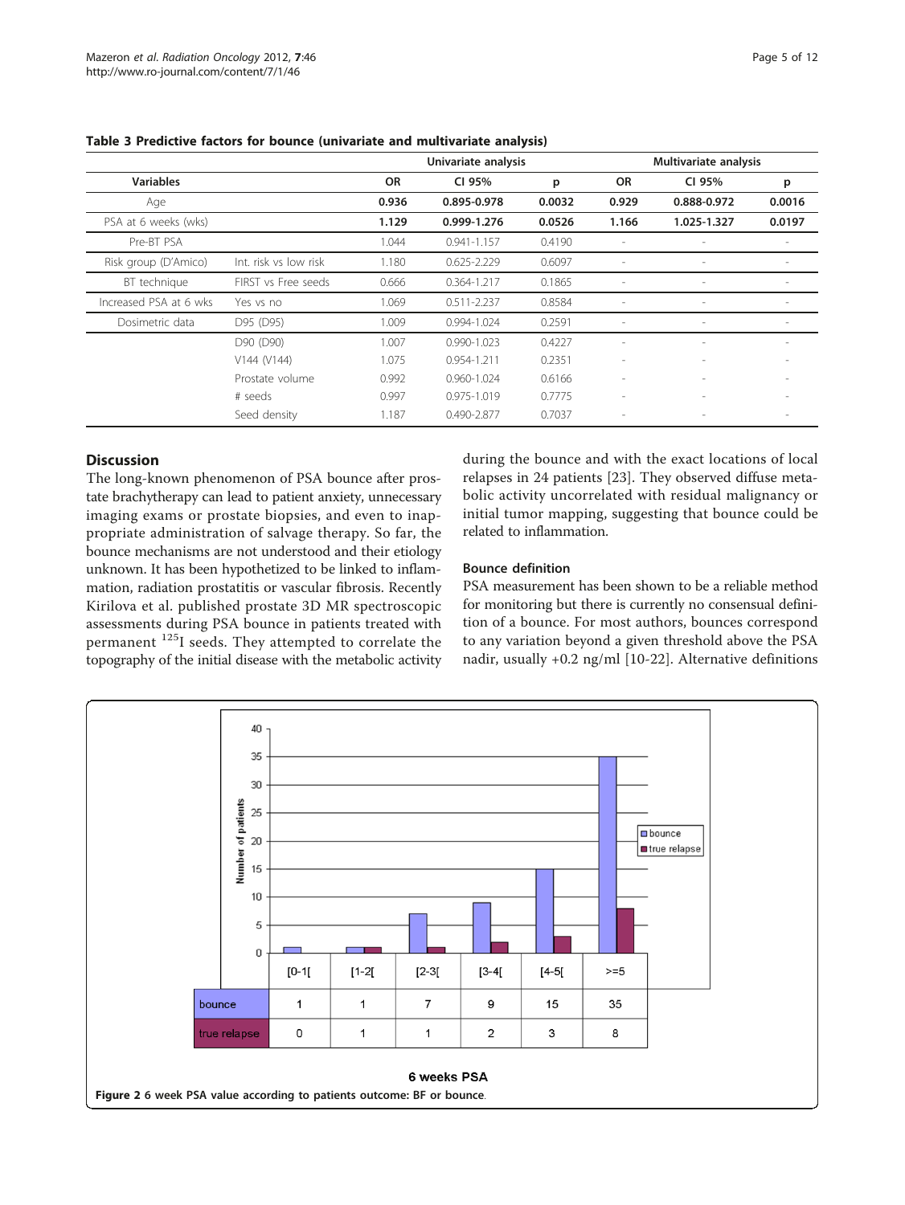**Table 3 Predictive factors for bounce (univariate and multivariate analysis)**

| Variables | | Univariate analysis | | | Multivariate analysis | | |
|---|---|---|---|---|---|---|---|
| | | OR | CI 95% | p | OR | CI 95% | p |
| Age | | **0.936** | **0.895-0.978** | **0.0032** | **0.929** | **0.888-0.972** | **0.0016** |
| PSA at 6 weeks (wks) | | **1.129** | **0.999-1.276** | **0.0526** | **1.166** | **1.025-1.327** | **0.0197** |
| Pre-BT PSA | | 1.044 | 0.941-1.157 | 0.4190 | - | - | - |
| Risk group (D'Amico) | Int. risk vs low risk | 1.180 | 0.625-2.229 | 0.6097 | - | - | - |
| BT technique | FIRST vs Free seeds | 0.666 | 0.364-1.217 | 0.1865 | - | - | - |
| Increased PSA at 6 wks | Yes vs no | 1.069 | 0.511-2.237 | 0.8584 | - | - | - |
| Dosimetric data | D95 (D95) | 1.009 | 0.994-1.024 | 0.2591 | - | - | - |
| | D90 (D90) | 1.007 | 0.990-1.023 | 0.4227 | - | - | - |
| | V144 (V144) | 1.075 | 0.954-1.211 | 0.2351 | - | - | - |
| | Prostate volume | 0.992 | 0.960-1.024 | 0.6166 | - | - | - |
| | # seeds | 0.997 | 0.975-1.019 | 0.7775 | - | - | - |
| | Seed density | 1.187 | 0.490-2.877 | 0.7037 | - | - | - |

## Discussion

The long-known phenomenon of PSA bounce after prostate brachytherapy can lead to patient anxiety, unnecessary imaging exams or prostate biopsies, and even to inappropriate administration of salvage therapy. So far, the bounce mechanisms are not understood and their etiology unknown. It has been hypothetized to be linked to inflammation, radiation prostatitis or vascular fibrosis. Recently Kirilova et al. published prostate 3D MR spectroscopic assessments during PSA bounce in patients treated with permanent $^{125}$I seeds. They attempted to correlate the topography of the initial disease with the metabolic activity during the bounce and with the exact locations of local relapses in 24 patients [23]. They observed diffuse metabolic activity uncorrelated with residual malignancy or initial tumor mapping, suggesting that bounce could be related to inflammation.

### Bounce definition

PSA measurement has been shown to be a reliable method for monitoring but there is currently no consensual definition of a bounce. For most authors, bounces correspond to any variation beyond a given threshold above the PSA nadir, usually +0.2 ng/ml [10-22]. Alternative definitions

| 6 weeks PSA | [0-1[ | [1-2[ | [2-3[ | [3-4[ | [4-5[ | >=5 |
|---|---|---|---|---|---|---|
| bounce | 1 | 1 | 7 | 9 | 15 | 35 |
| true relapse | 0 | 1 | 1 | 2 | 3 | 8 |

**Figure 2** 6 week PSA value according to patients outcome: BF or bounce.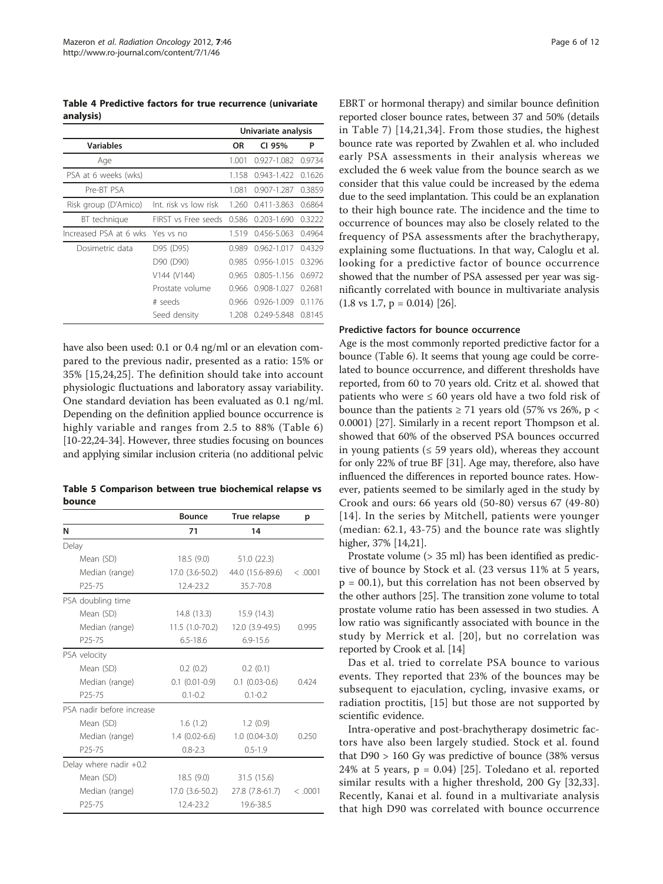**Table 4 Predictive factors for true recurrence (univariate analysis)**

| Variables | | Univariate analysis | | |
|---|---|---|---|---|
| | | OR | CI 95% | P |
| Age | | 1.001 | 0.927-1.082 | 0.9734 |
| PSA at 6 weeks (wks) | | 1.158 | 0.943-1.422 | 0.1626 |
| Pre-BT PSA | | 1.081 | 0.907-1.287 | 0.3859 |
| Risk group (D'Amico) | Int. risk vs low risk | 1.260 | 0.411-3.863 | 0.6864 |
| BT technique | FIRST vs Free seeds | 0.586 | 0.203-1.690 | 0.3222 |
| Increased PSA at 6 wks | Yes vs no | 1.519 | 0.456-5.063 | 0.4964 |
| Dosimetric data | D95 (D95) | 0.989 | 0.962-1.017 | 0.4329 |
| | D90 (D90) | 0.985 | 0.956-1.015 | 0.3296 |
| | V144 (V144) | 0.965 | 0.805-1.156 | 0.6972 |
| | Prostate volume | 0.966 | 0.908-1.027 | 0.2681 |
| | # seeds | 0.966 | 0.926-1.009 | 0.1176 |
| | Seed density | 1.208 | 0.249-5.848 | 0.8145 |

have also been used: 0.1 or 0.4 ng/ml or an elevation compared to the previous nadir, presented as a ratio: 15% or 35% [15,24,25]. The definition should take into account physiologic fluctuations and laboratory assay variability. One standard deviation has been evaluated as 0.1 ng/ml. Depending on the definition applied bounce occurrence is highly variable and ranges from 2.5 to 88% (Table 6) [10-22,24-34]. However, three studies focusing on bounces and applying similar inclusion criteria (no additional pelvic EBRT or hormonal therapy) and similar bounce definition reported closer bounce rates, between 37 and 50% (details in Table 7) [14,21,34]. From those studies, the highest bounce rate was reported by Zwahlen et al. who included early PSA assessments in their analysis whereas we excluded the 6 week value from the bounce search as we consider that this value could be increased by the edema due to the seed implantation. This could be an explanation to their high bounce rate. The incidence and the time to occurrence of bounces may also be closely related to the frequency of PSA assessments after the brachytherapy, explaining some fluctuations. In that way, Caloglu et al. looking for a predictive factor of bounce occurrence showed that the number of PSA assessed per year was significantly correlated with bounce in multivariate analysis (1.8 vs 1.7, $p = 0.014$) [26].

**Table 5 Comparison between true biochemical relapse vs bounce**

| | Bounce | True relapse | p |
|---|---|---|---|
| N | 71 | 14 | |
| Delay | | | |
| Mean (SD) | 18.5 (9.0) | 51.0 (22.3) | |
| Median (range) | 17.0 (3.6-50.2) | 44.0 (15.6-89.6) | < .0001 |
| P25-75 | 12.4-23.2 | 35.7-70.8 | |
| PSA doubling time | | | |
| Mean (SD) | 14.8 (13.3) | 15.9 (14.3) | |
| Median (range) | 11.5 (1.0-70.2) | 12.0 (3.9-49.5) | 0.995 |
| P25-75 | 6.5-18.6 | 6.9-15.6 | |
| PSA velocity | | | |
| Mean (SD) | 0.2 (0.2) | 0.2 (0.1) | |
| Median (range) | 0.1 (0.01-0.9) | 0.1 (0.03-0.6) | 0.424 |
| P25-75 | 0.1-0.2 | 0.1-0.2 | |
| PSA nadir before increase | | | |
| Mean (SD) | 1.6 (1.2) | 1.2 (0.9) | |
| Median (range) | 1.4 (0.02-6.6) | 1.0 (0.04-3.0) | 0.250 |
| P25-75 | 0.8-2.3 | 0.5-1.9 | |
| Delay where nadir +0.2 | | | |
| Mean (SD) | 18.5 (9.0) | 31.5 (15.6) | |
| Median (range) | 17.0 (3.6-50.2) | 27.8 (7.8-61.7) | < .0001 |
| P25-75 | 12.4-23.2 | 19.6-38.5 | |

#### Predictive factors for bounce occurrence

Age is the most commonly reported predictive factor for a bounce (Table 6). It seems that young age could be correlated to bounce occurrence, and different thresholds have reported, from 60 to 70 years old. Critz et al. showed that patients who were ≤ 60 years old have a two fold risk of bounce than the patients ≥ 71 years old (57% vs 26%, $p < 0.0001$) [27]. Similarly in a recent report Thompson et al. showed that 60% of the observed PSA bounces occurred in young patients (≤ 59 years old), whereas they account for only 22% of true BF [31]. Age may, therefore, also have influenced the differences in reported bounce rates. However, patients seemed to be similarly aged in the study by Crook and ours: 66 years old (50-80) versus 67 (49-80) [14]. In the series by Mitchell, patients were younger (median: 62.1, 43-75) and the bounce rate was slightly higher, 37% [14,21].

Prostate volume (> 35 ml) has been identified as predictive of bounce by Stock et al. (23 versus 11% at 5 years, $p = 00.1$), but this correlation has not been observed by the other authors [25]. The transition zone volume to total prostate volume ratio has been assessed in two studies. A low ratio was significantly associated with bounce in the study by Merrick et al. [20], but no correlation was reported by Crook et al. [14]

Das et al. tried to correlate PSA bounce to various events. They reported that 23% of the bounces may be subsequent to ejaculation, cycling, invasive exams, or radiation proctitis, [15] but those are not supported by scientific evidence.

Intra-operative and post-brachytherapy dosimetric factors have also been largely studied. Stock et al. found that D90 > 160 Gy was predictive of bounce (38% versus 24% at 5 years, $p = 0.04$) [25]. Toledano et al. reported similar results with a higher threshold, 200 Gy [32,33]. Recently, Kanai et al. found in a multivariate analysis that high D90 was correlated with bounce occurrence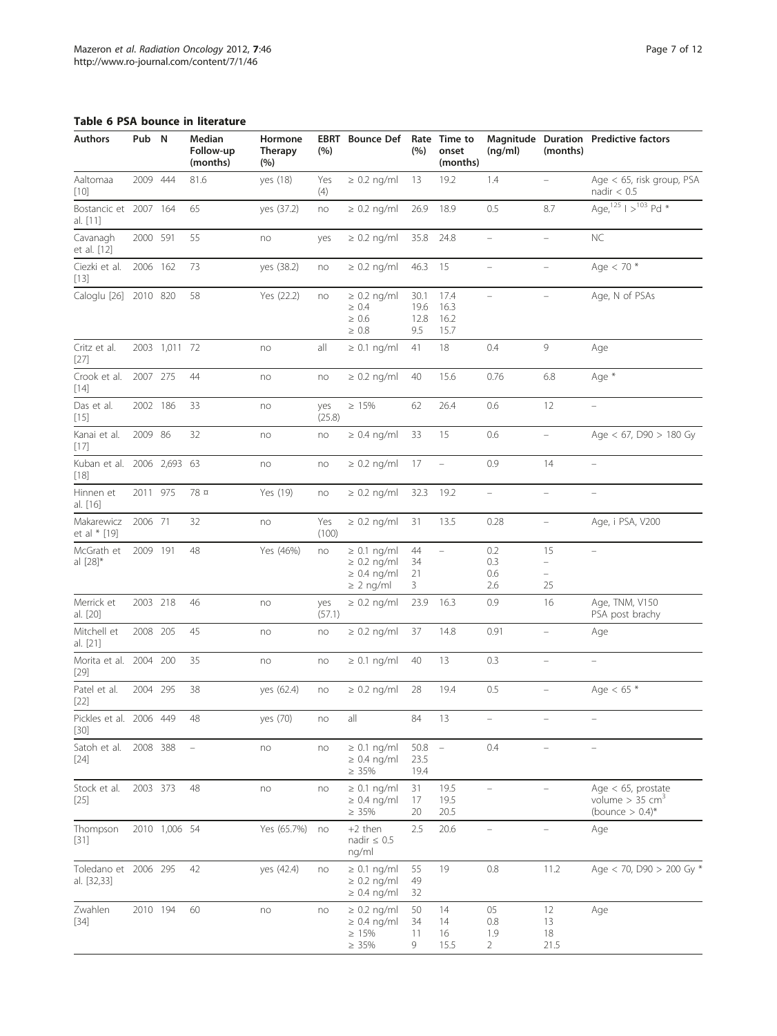**Table 6 PSA bounce in literature**

| Authors | Pub | N | Median Follow-up (months) | Hormone Therapy (%) | EBRT (%) | Bounce Def | Rate (%) | Time to onset (months) | Magnitude (ng/ml) | Duration (months) | Predictive factors |
|---|---|---|---|---|---|---|---|---|---|---|---|
| Aaltomaa [10] | 2009 | 444 | 81.6 | yes (18) | Yes (4) | ≥ 0.2 ng/ml | 13 | 19.2 | 1.4 | – | Age < 65, risk group, PSA nadir < 0.5 |
| Bostancic et al. [11] | 2007 | 164 | 65 | yes (37.2) | no | ≥ 0.2 ng/ml | 26.9 | 18.9 | 0.5 | 8.7 | Age,[125] I >[103] Pd * |
| Cavanagh et al. [12] | 2000 | 591 | 55 | no | yes | ≥ 0.2 ng/ml | 35.8 | 24.8 | – | – | NC |
| Ciezki et al. [13] | 2006 | 162 | 73 | yes (38.2) | no | ≥ 0.2 ng/ml | 46.3 | 15 | – | – | Age < 70 * |
| Caloglu [26] | 2010 | 820 | 58 | Yes (22.2) | no | ≥ 0.2 ng/ml<br>≥ 0.4<br>≥ 0.6<br>≥ 0.8 | 30.1<br>19.6<br>12.8<br>9.5 | 17.4<br>16.3<br>16.2<br>15.7 | – | – | Age, N of PSAs |
| Critz et al. [27] | 2003 | 1,011 | 72 | no | all | ≥ 0.1 ng/ml | 41 | 18 | 0.4 | 9 | Age |
| Crook et al. [14] | 2007 | 275 | 44 | no | no | ≥ 0.2 ng/ml | 40 | 15.6 | 0.76 | 6.8 | Age * |
| Das et al. [15] | 2002 | 186 | 33 | no | yes (25.8) | ≥ 15% | 62 | 26.4 | 0.6 | 12 | – |
| Kanai et al. [17] | 2009 | 86 | 32 | no | no | ≥ 0.4 ng/ml | 33 | 15 | 0.6 | – | Age < 67, D90 > 180 Gy |
| Kuban et al. [18] | 2006 | 2,693 | 63 | no | no | ≥ 0.2 ng/ml | 17 | – | 0.9 | 14 | – |
| Hinnen et al. [16] | 2011 | 975 | 78 ¤ | Yes (19) | no | ≥ 0.2 ng/ml | 32.3 | 19.2 | – | – | – |
| Makarewicz et al * [19] | 2006 | 71 | 32 | no | Yes (100) | ≥ 0.2 ng/ml | 31 | 13.5 | 0.28 | – | Age, i PSA, V200 |
| McGrath et al [28]* | 2009 | 191 | 48 | Yes (46%) | no | ≥ 0.1 ng/ml<br>≥ 0.2 ng/ml<br>≥ 0.4 ng/ml<br>≥ 2 ng/ml | 44<br>34<br>21<br>3 | – | 0.2<br>0.3<br>0.6<br>2.6 | 15<br>–<br>–<br>25 | – |
| Merrick et al. [20] | 2003 | 218 | 46 | no | yes (57.1) | ≥ 0.2 ng/ml | 23.9 | 16.3 | 0.9 | 16 | Age, TNM, V150 PSA post brachy |
| Mitchell et al. [21] | 2008 | 205 | 45 | no | no | ≥ 0.2 ng/ml | 37 | 14.8 | 0.91 | – | Age |
| Morita et al. [29] | 2004 | 200 | 35 | no | no | ≥ 0.1 ng/ml | 40 | 13 | 0.3 | – | – |
| Patel et al. [22] | 2004 | 295 | 38 | yes (62.4) | no | ≥ 0.2 ng/ml | 28 | 19.4 | 0.5 | – | Age < 65 * |
| Pickles et al. [30] | 2006 | 449 | 48 | yes (70) | no | all | 84 | 13 | – | – | – |
| Satoh et al. [24] | 2008 | 388 | – | no | no | ≥ 0.1 ng/ml<br>≥ 0.4 ng/ml<br>≥ 35% | 50.8<br>23.5<br>19.4 | – | 0.4 | – | – |
| Stock et al. [25] | 2003 | 373 | 48 | no | no | ≥ 0.1 ng/ml<br>≥ 0.4 ng/ml<br>≥ 35% | 31<br>17<br>20 | 19.5<br>19.5<br>20.5 | – | – | Age < 65, prostate volume > 35 $cm^3$ (bounce > 0.4)* |
| Thompson [31] | 2010 | 1,006 | 54 | Yes (65.7%) | no | +2 then nadir ≤ 0.5 ng/ml | 2.5 | 20.6 | – | – | Age |
| Toledano et al. [32,33] | 2006 | 295 | 42 | yes (42.4) | no | ≥ 0.1 ng/ml<br>≥ 0.2 ng/ml<br>≥ 0.4 ng/ml | 55<br>49<br>32 | 19 | 0.8 | 11.2 | Age < 70, D90 > 200 Gy * |
| Zwahlen [34] | 2010 | 194 | 60 | no | no | ≥ 0.2 ng/ml<br>≥ 0.4 ng/ml<br>≥ 15%<br>≥ 35% | 50<br>34<br>11<br>9 | 14<br>14<br>16<br>15.5 | 05<br>0.8<br>1.9<br>2 | 12<br>13<br>18<br>21.5 | Age |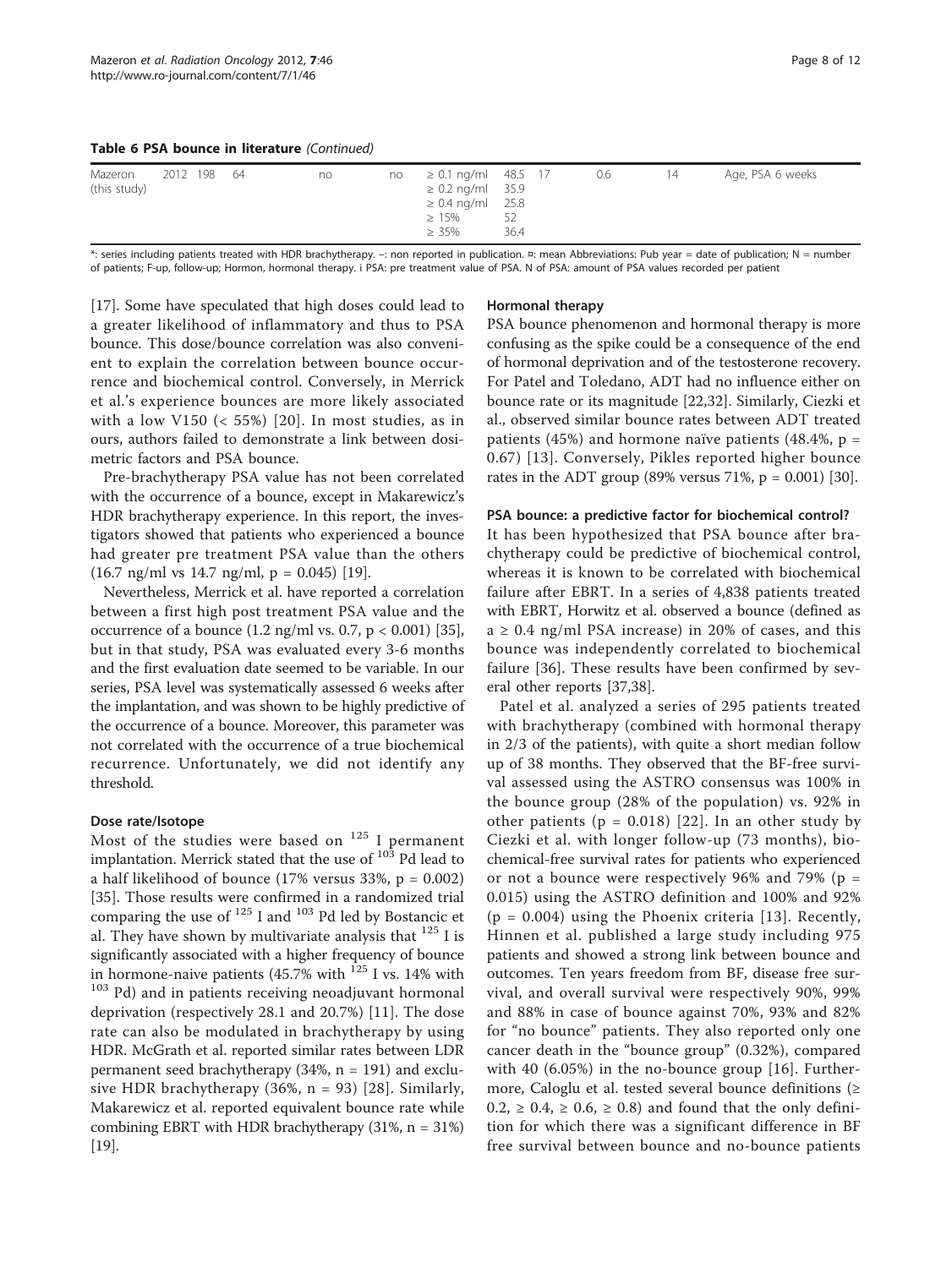**Table 6 PSA bounce in literature** *(Continued)*

| | | | | | | | | | | | |
|---|---|---|---|---|---|---|---|---|---|---|---|
| Mazeron (this study) | 2012 | 198 | 64 | no | no | ≥ 0.1 ng/ml<br>≥ 0.2 ng/ml<br>≥ 0.4 ng/ml<br>≥ 15%<br>≥ 35% | 48.5<br>35.9<br>25.8<br>52<br>36.4 | 17 | 0.6 | 14 | Age, PSA 6 weeks |

*: series including patients treated with HDR brachytherapy. –: non reported in publication. ¤: mean Abbreviations: Pub year = date of publication; N = number of patients; F-up, follow-up; Hormon, hormonal therapy. i PSA: pre treatment value of PSA. N of PSA: amount of PSA values recorded per patient

[17]. Some have speculated that high doses could lead to a greater likelihood of inflammatory and thus to PSA bounce. This dose/bounce correlation was also convenient to explain the correlation between bounce occurrence and biochemical control. Conversely, in Merrick et al.'s experience bounces are more likely associated with a low V150 (< 55%) [20]. In most studies, as in ours, authors failed to demonstrate a link between dosimetric factors and PSA bounce.

Pre-brachytherapy PSA value has not been correlated with the occurrence of a bounce, except in Makarewicz's HDR brachytherapy experience. In this report, the investigators showed that patients who experienced a bounce had greater pre treatment PSA value than the others (16.7 ng/ml vs 14.7 ng/ml, $p = 0.045$) [19].

Nevertheless, Merrick et al. have reported a correlation between a first high post treatment PSA value and the occurrence of a bounce (1.2 ng/ml vs. 0.7, $p < 0.001$) [35], but in that study, PSA was evaluated every 3-6 months and the first evaluation date seemed to be variable. In our series, PSA level was systematically assessed 6 weeks after the implantation, and was shown to be highly predictive of the occurrence of a bounce. Moreover, this parameter was not correlated with the occurrence of a true biochemical recurrence. Unfortunately, we did not identify any threshold.

#### Dose rate/Isotope

Most of the studies were based on $^{125}$I permanent implantation. Merrick stated that the use of $^{103}$Pd lead to a half likelihood of bounce (17% versus 33%, $p = 0.002$) [35]. Those results were confirmed in a randomized trial comparing the use of $^{125}$I and $^{103}$Pd led by Bostancic et al. They have shown by multivariate analysis that $^{125}$I is significantly associated with a higher frequency of bounce in hormone-naive patients (45.7% with $^{125}$I vs. 14% with $^{103}$Pd) and in patients receiving neoadjuvant hormonal deprivation (respectively 28.1 and 20.7%) [11]. The dose rate can also be modulated in brachytherapy by using HDR. McGrath et al. reported similar rates between LDR permanent seed brachytherapy (34%, n = 191) and exclusive HDR brachytherapy (36%, n = 93) [28]. Similarly, Makarewicz et al. reported equivalent bounce rate while combining EBRT with HDR brachytherapy (31%, n = 31%) [19].

#### Hormonal therapy

PSA bounce phenomenon and hormonal therapy is more confusing as the spike could be a consequence of the end of hormonal deprivation and of the testosterone recovery. For Patel and Toledano, ADT had no influence either on bounce rate or its magnitude [22,32]. Similarly, Ciezki et al., observed similar bounce rates between ADT treated patients (45%) and hormone naïve patients (48.4%, $p = 0.67$) [13]. Conversely, Pikles reported higher bounce rates in the ADT group (89% versus 71%, $p = 0.001$) [30].

#### PSA bounce: a predictive factor for biochemical control?

It has been hypothesized that PSA bounce after brachytherapy could be predictive of biochemical control, whereas it is known to be correlated with biochemical failure after EBRT. In a series of 4,838 patients treated with EBRT, Horwitz et al. observed a bounce (defined as a ≥ 0.4 ng/ml PSA increase) in 20% of cases, and this bounce was independently correlated to biochemical failure [36]. These results have been confirmed by several other reports [37,38].

Patel et al. analyzed a series of 295 patients treated with brachytherapy (combined with hormonal therapy in 2/3 of the patients), with quite a short median follow up of 38 months. They observed that the BF-free survival assessed using the ASTRO consensus was 100% in the bounce group (28% of the population) vs. 92% in other patients ($p = 0.018$) [22]. In an other study by Ciezki et al. with longer follow-up (73 months), biochemical-free survival rates for patients who experienced or not a bounce were respectively 96% and 79% ($p = 0.015$) using the ASTRO definition and 100% and 92% ($p = 0.004$) using the Phoenix criteria [13]. Recently, Hinnen et al. published a large study including 975 patients and showed a strong link between bounce and outcomes. Ten years freedom from BF, disease free survival, and overall survival were respectively 90%, 99% and 88% in case of bounce against 70%, 93% and 82% for "no bounce" patients. They also reported only one cancer death in the "bounce group" (0.32%), compared with 40 (6.05%) in the no-bounce group [16]. Furthermore, Caloglu et al. tested several bounce definitions (≥ 0.2, ≥ 0.4, ≥ 0.6, ≥ 0.8) and found that the only definition for which there was a significant difference in BF free survival between bounce and no-bounce patients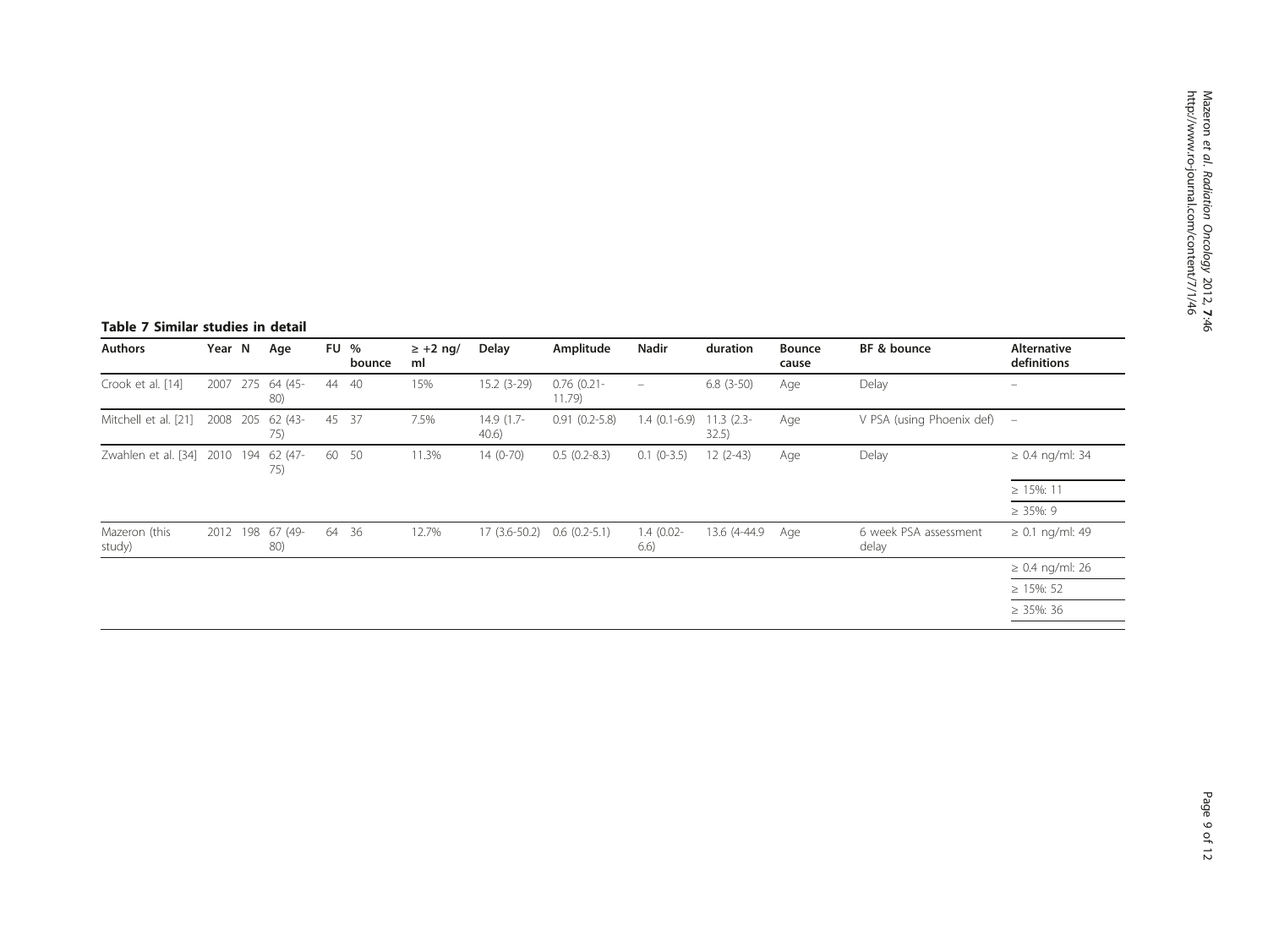**Table 7 Similar studies in detail**

| Authors | Year | N | Age | FU | % bounce | ≥ +2 ng/ml | Delay | Amplitude | Nadir | duration | Bounce cause | BF & bounce | Alternative definitions |
|---|---|---|---|---|---|---|---|---|---|---|---|---|---|
| Crook et al. [14] | 2007 | 275 | 64 (45-80) | 44 | 40 | 15% | 15.2 (3-29) | 0.76 (0.21-11.79) | – | 6.8 (3-50) | Age | Delay | – |
| Mitchell et al. [21] | 2008 | 205 | 62 (43-75) | 45 | 37 | 7.5% | 14.9 (1.7-40.6) | 0.91 (0.2-5.8) | 1.4 (0.1-6.9) | 11.3 (2.3-32.5) | Age | V PSA (using Phoenix def) | – |
| Zwahlen et al. [34] | 2010 | 194 | 62 (47-75) | 60 | 50 | 11.3% | 14 (0-70) | 0.5 (0.2-8.3) | 0.1 (0-3.5) | 12 (2-43) | Age | Delay | ≥ 0.4 ng/ml: 34 |
| | | | | | | | | | | | | | ≥ 15%: 11 |
| | | | | | | | | | | | | | ≥ 35%: 9 |
| Mazeron (this study) | 2012 | 198 | 67 (49-80) | 64 | 36 | 12.7% | 17 (3.6-50.2) | 0.6 (0.2-5.1) | 1.4 (0.02-6.6) | 13.6 (4-44.9 | Age | 6 week PSA assessment delay | ≥ 0.1 ng/ml: 49 |
| | | | | | | | | | | | | | ≥ 0.4 ng/ml: 26 |
| | | | | | | | | | | | | | ≥ 15%: 52 |
| | | | | | | | | | | | | | ≥ 35%: 36 |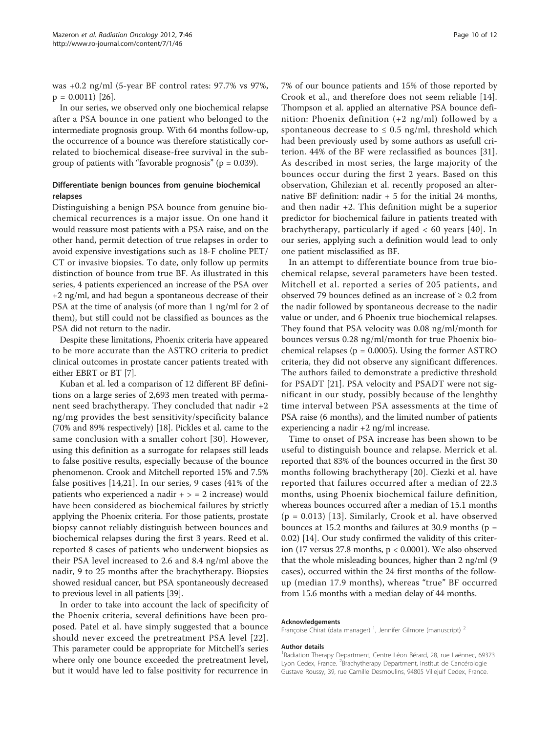was +0.2 ng/ml (5-year BF control rates: 97.7% vs 97%, $p = 0.0011$) [26].

In our series, we observed only one biochemical relapse after a PSA bounce in one patient who belonged to the intermediate prognosis group. With 64 months follow-up, the occurrence of a bounce was therefore statistically correlated to biochemical disease-free survival in the subgroup of patients with "favorable prognosis" ($p = 0.039$).

### Differentiate benign bounces from genuine biochemical relapses

Distinguishing a benign PSA bounce from genuine biochemical recurrences is a major issue. On one hand it would reassure most patients with a PSA raise, and on the other hand, permit detection of true relapses in order to avoid expensive investigations such as 18-F choline PET/CT or invasive biopsies. To date, only follow up permits distinction of bounce from true BF. As illustrated in this series, 4 patients experienced an increase of the PSA over +2 ng/ml, and had begun a spontaneous decrease of their PSA at the time of analysis (of more than 1 ng/ml for 2 of them), but still could not be classified as bounces as the PSA did not return to the nadir.

Despite these limitations, Phoenix criteria have appeared to be more accurate than the ASTRO criteria to predict clinical outcomes in prostate cancer patients treated with either EBRT or BT [7].

Kuban et al. led a comparison of 12 different BF definitions on a large series of 2,693 men treated with permanent seed brachytherapy. They concluded that nadir +2 ng/mg provides the best sensitivity/specificity balance (70% and 89% respectively) [18]. Pickles et al. came to the same conclusion with a smaller cohort [30]. However, using this definition as a surrogate for relapses still leads to false positive results, especially because of the bounce phenomenon. Crook and Mitchell reported 15% and 7.5% false positives [14,21]. In our series, 9 cases (41% of the patients who experienced a nadir + > = 2 increase) would have been considered as biochemical failures by strictly applying the Phoenix criteria. For those patients, prostate biopsy cannot reliably distinguish between bounces and biochemical relapses during the first 3 years. Reed et al. reported 8 cases of patients who underwent biopsies as their PSA level increased to 2.6 and 8.4 ng/ml above the nadir, 9 to 25 months after the brachytherapy. Biopsies showed residual cancer, but PSA spontaneously decreased to previous level in all patients [39].

In order to take into account the lack of specificity of the Phoenix criteria, several definitions have been proposed. Patel et al. have simply suggested that a bounce should never exceed the pretreatment PSA level [22]. This parameter could be appropriate for Mitchell's series where only one bounce exceeded the pretreatment level, but it would have led to false positivity for recurrence in 7% of our bounce patients and 15% of those reported by Crook et al., and therefore does not seem reliable [14]. Thompson et al. applied an alternative PSA bounce definition: Phoenix definition (+2 ng/ml) followed by a spontaneous decrease to ≤ 0.5 ng/ml, threshold which had been previously used by some authors as usefull criterion. 44% of the BF were reclassified as bounces [31]. As described in most series, the large majority of the bounces occur during the first 2 years. Based on this observation, Ghilezian et al. recently proposed an alternative BF definition: nadir + 5 for the initial 24 months, and then nadir +2. This definition might be a superior predictor for biochemical failure in patients treated with brachytherapy, particularly if aged < 60 years [40]. In our series, applying such a definition would lead to only one patient misclassified as BF.

In an attempt to differentiate bounce from true biochemical relapse, several parameters have been tested. Mitchell et al. reported a series of 205 patients, and observed 79 bounces defined as an increase of ≥ 0.2 from the nadir followed by spontaneous decrease to the nadir value or under, and 6 Phoenix true biochemical relapses. They found that PSA velocity was 0.08 ng/ml/month for bounces versus 0.28 ng/ml/month for true Phoenix biochemical relapses ($p = 0.0005$). Using the former ASTRO criteria, they did not observe any significant differences. The authors failed to demonstrate a predictive threshold for PSADT [21]. PSA velocity and PSADT were not significant in our study, possibly because of the lenghthy time interval between PSA assessments at the time of PSA raise (6 months), and the limited number of patients experiencing a nadir +2 ng/ml increase.

Time to onset of PSA increase has been shown to be useful to distinguish bounce and relapse. Merrick et al. reported that 83% of the bounces occurred in the first 30 months following brachytherapy [20]. Ciezki et al. have reported that failures occurred after a median of 22.3 months, using Phoenix biochemical failure definition, whereas bounces occurred after a median of 15.1 months ($p = 0.013$) [13]. Similarly, Crook et al. have observed bounces at 15.2 months and failures at 30.9 months ($p = 0.02$) [14]. Our study confirmed the validity of this criterion (17 versus 27.8 months, $p < 0.0001$). We also observed that the whole misleading bounces, higher than 2 ng/ml (9 cases), occurred within the 24 first months of the follow-up (median 17.9 months), whereas "true" BF occurred from 15.6 months with a median delay of 44 months.

#### Acknowledgements

Françoise Chirat (data manager) [1], Jennifer Gilmore (manuscript) [2]

#### Author details

[1]Radiation Therapy Department, Centre Léon Bérard, 28, rue Laënnec, 69373 Lyon Cedex, France. [2]Brachytherapy Department, Institut de Cancérologie Gustave Roussy, 39, rue Camille Desmoulins, 94805 Villejuif Cedex, France.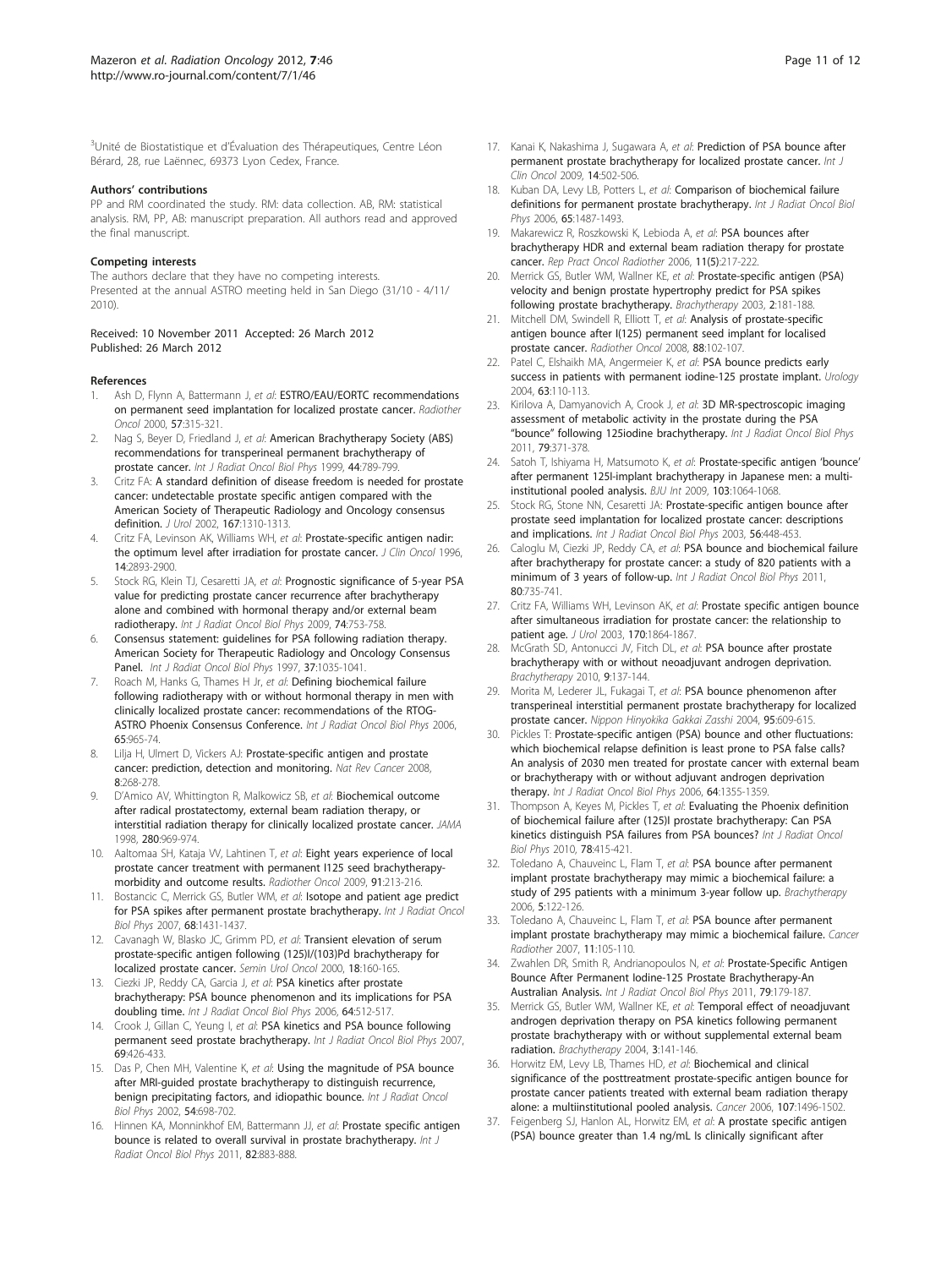[3]Unité de Biostatistique et d'Évaluation des Thérapeutiques, Centre Léon Bérard, 28, rue Laënnec, 69373 Lyon Cedex, France.

#### Authors' contributions

PP and RM coordinated the study. RM: data collection. AB, RM: statistical analysis. RM, PP, AB: manuscript preparation. All authors read and approved the final manuscript.

#### Competing interests

The authors declare that they have no competing interests.
Presented at the annual ASTRO meeting held in San Diego (31/10 - 4/11/2010).

Received: 10 November 2011 Accepted: 26 March 2012
Published: 26 March 2012

#### References

1. Ash D, Flynn A, Battermann J, *et al*: **ESTRO/EAU/EORTC recommendations on permanent seed implantation for localized prostate cancer.** *Radiother Oncol* 2000, **57**:315-321.
2. Nag S, Beyer D, Friedland J, *et al*: **American Brachytherapy Society (ABS) recommendations for transperineal permanent brachytherapy of prostate cancer.** *Int J Radiat Oncol Biol Phys* 1999, **44**:789-799.
3. Critz FA: **A standard definition of disease freedom is needed for prostate cancer: undetectable prostate specific antigen compared with the American Society of Therapeutic Radiology and Oncology consensus definition.** *J Urol* 2002, **167**:1310-1313.
4. Critz FA, Levinson AK, Williams WH, *et al*: **Prostate-specific antigen nadir: the optimum level after irradiation for prostate cancer.** *J Clin Oncol* 1996, **14**:2893-2900.
5. Stock RG, Klein TJ, Cesaretti JA, *et al*: **Prognostic significance of 5-year PSA value for predicting prostate cancer recurrence after brachytherapy alone and combined with hormonal therapy and/or external beam radiotherapy.** *Int J Radiat Oncol Biol Phys* 2009, **74**:753-758.
6. Consensus statement: **guidelines for PSA following radiation therapy. American Society for Therapeutic Radiology and Oncology Consensus Panel.** *Int J Radiat Oncol Biol Phys* 1997, **37**:1035-1041.
7. Roach M, Hanks G, Thames H Jr, *et al*: **Defining biochemical failure following radiotherapy with or without hormonal therapy in men with clinically localized prostate cancer: recommendations of the RTOG-ASTRO Phoenix Consensus Conference.** *Int J Radiat Oncol Biol Phys* 2006, **65**:965-74.
8. Lilja H, Ulmert D, Vickers AJ: **Prostate-specific antigen and prostate cancer: prediction, detection and monitoring.** *Nat Rev Cancer* 2008, **8**:268-278.
9. D'Amico AV, Whittington R, Malkowicz SB, *et al*: **Biochemical outcome after radical prostatectomy, external beam radiation therapy, or interstitial radiation therapy for clinically localized prostate cancer.** *JAMA* 1998, **280**:969-974.
10. Aaltomaa SH, Kataja VV, Lahtinen T, *et al*: **Eight years experience of local prostate cancer treatment with permanent I125 seed brachytherapy-morbidity and outcome results.** *Radiother Oncol* 2009, **91**:213-216.
11. Bostancic C, Merrick GS, Butler WM, *et al*: **Isotope and patient age predict for PSA spikes after permanent prostate brachytherapy.** *Int J Radiat Oncol Biol Phys* 2007, **68**:1431-1437.
12. Cavanagh W, Blasko JC, Grimm PD, *et al*: **Transient elevation of serum prostate-specific antigen following (125)I/(103)Pd brachytherapy for localized prostate cancer.** *Semin Urol Oncol* 2000, **18**:160-165.
13. Ciezki JP, Reddy CA, Garcia J, *et al*: **PSA kinetics after prostate brachytherapy: PSA bounce phenomenon and its implications for PSA doubling time.** *Int J Radiat Oncol Biol Phys* 2006, **64**:512-517.
14. Crook J, Gillan C, Yeung I, *et al*: **PSA kinetics and PSA bounce following permanent seed prostate brachytherapy.** *Int J Radiat Oncol Biol Phys* 2007, **69**:426-433.
15. Das P, Chen MH, Valentine K, *et al*: **Using the magnitude of PSA bounce after MRI-guided prostate brachytherapy to distinguish recurrence, benign precipitating factors, and idiopathic bounce.** *Int J Radiat Oncol Biol Phys* 2002, **54**:698-702.
16. Hinnen KA, Monninkhof EM, Battermann JJ, *et al*: **Prostate specific antigen bounce is related to overall survival in prostate brachytherapy.** *Int J Radiat Oncol Biol Phys* 2011, **82**:883-888.
17. Kanai K, Nakashima J, Sugawara A, *et al*: **Prediction of PSA bounce after permanent prostate brachytherapy for localized prostate cancer.** *Int J Clin Oncol* 2009, **14**:502-506.
18. Kuban DA, Levy LB, Potters L, *et al*: **Comparison of biochemical failure definitions for permanent prostate brachytherapy.** *Int J Radiat Oncol Biol Phys* 2006, **65**:1487-1493.
19. Makarewicz R, Roszkowski K, Lebioda A, *et al*: **PSA bounces after brachytherapy HDR and external beam radiation therapy for prostate cancer.** *Rep Pract Oncol Radiother* 2006, **11(5)**:217-222.
20. Merrick GS, Butler WM, Wallner KE, *et al*: **Prostate-specific antigen (PSA) velocity and benign prostate hypertrophy predict for PSA spikes following prostate brachytherapy.** *Brachytherapy* 2003, **2**:181-188.
21. Mitchell DM, Swindell R, Elliott T, *et al*: **Analysis of prostate-specific antigen bounce after I(125) permanent seed implant for localised prostate cancer.** *Radiother Oncol* 2008, **88**:102-107.
22. Patel C, Elshaikh MA, Angermeier K, *et al*: **PSA bounce predicts early success in patients with permanent iodine-125 prostate implant.** *Urology* 2004, **63**:110-113.
23. Kirilova A, Damyanovich A, Crook J, *et al*: **3D MR-spectroscopic imaging assessment of metabolic activity in the prostate during the PSA "bounce" following 125iodine brachytherapy.** *Int J Radiat Oncol Biol Phys* 2011, **79**:371-378.
24. Satoh T, Ishiyama H, Matsumoto K, *et al*: **Prostate-specific antigen 'bounce' after permanent 125I-implant brachytherapy in Japanese men: a multi-institutional pooled analysis.** *BJU Int* 2009, **103**:1064-1068.
25. Stock RG, Stone NN, Cesaretti JA: **Prostate-specific antigen bounce after prostate seed implantation for localized prostate cancer: descriptions and implications.** *Int J Radiat Oncol Biol Phys* 2003, **56**:448-453.
26. Caloglu M, Ciezki JP, Reddy CA, *et al*: **PSA bounce and biochemical failure after brachytherapy for prostate cancer: a study of 820 patients with a minimum of 3 years of follow-up.** *Int J Radiat Oncol Biol Phys* 2011, **80**:735-741.
27. Critz FA, Williams WH, Levinson AK, *et al*: **Prostate specific antigen bounce after simultaneous irradiation for prostate cancer: the relationship to patient age.** *J Urol* 2003, **170**:1864-1867.
28. McGrath SD, Antonucci JV, Fitch DL, *et al*: **PSA bounce after prostate brachytherapy with or without neoadjuvant androgen deprivation.** *Brachytherapy* 2010, **9**:137-144.
29. Morita M, Lederer JL, Fukagai T, *et al*: **PSA bounce phenomenon after transperineal interstitial permanent prostate brachytherapy for localized prostate cancer.** *Nippon Hinyokika Gakkai Zasshi* 2004, **95**:609-615.
30. Pickles T: **Prostate-specific antigen (PSA) bounce and other fluctuations: which biochemical relapse definition is least prone to PSA false calls? An analysis of 2030 men treated for prostate cancer with external beam or brachytherapy with or without adjuvant androgen deprivation therapy.** *Int J Radiat Oncol Biol Phys* 2006, **64**:1355-1359.
31. Thompson A, Keyes M, Pickles T, *et al*: **Evaluating the Phoenix definition of biochemical failure after (125)I prostate brachytherapy: Can PSA kinetics distinguish PSA failures from PSA bounces?** *Int J Radiat Oncol Biol Phys* 2010, **78**:415-421.
32. Toledano A, Chauveinc L, Flam T, *et al*: **PSA bounce after permanent implant prostate brachytherapy may mimic a biochemical failure: a study of 295 patients with a minimum 3-year follow up.** *Brachytherapy* 2006, **5**:122-126.
33. Toledano A, Chauveinc L, Flam T, *et al*: **PSA bounce after permanent implant prostate brachytherapy may mimic a biochemical failure.** *Cancer Radiother* 2007, **11**:105-110.
34. Zwahlen DR, Smith R, Andrianopoulos N, *et al*: **Prostate-Specific Antigen Bounce After Permanent Iodine-125 Prostate Brachytherapy-An Australian Analysis.** *Int J Radiat Oncol Biol Phys* 2011, **79**:179-187.
35. Merrick GS, Butler WM, Wallner KE, *et al*: **Temporal effect of neoadjuvant androgen deprivation therapy on PSA kinetics following permanent prostate brachytherapy with or without supplemental external beam radiation.** *Brachytherapy* 2004, **3**:141-146.
36. Horwitz EM, Levy LB, Thames HD, *et al*: **Biochemical and clinical significance of the posttreatment prostate-specific antigen bounce for prostate cancer patients treated with external beam radiation therapy alone: a multiinstitutional pooled analysis.** *Cancer* 2006, **107**:1496-1502.
37. Feigenberg SJ, Hanlon AL, Horwitz EM, *et al*: **A prostate specific antigen (PSA) bounce greater than 1.4 ng/mL Is clinically significant after**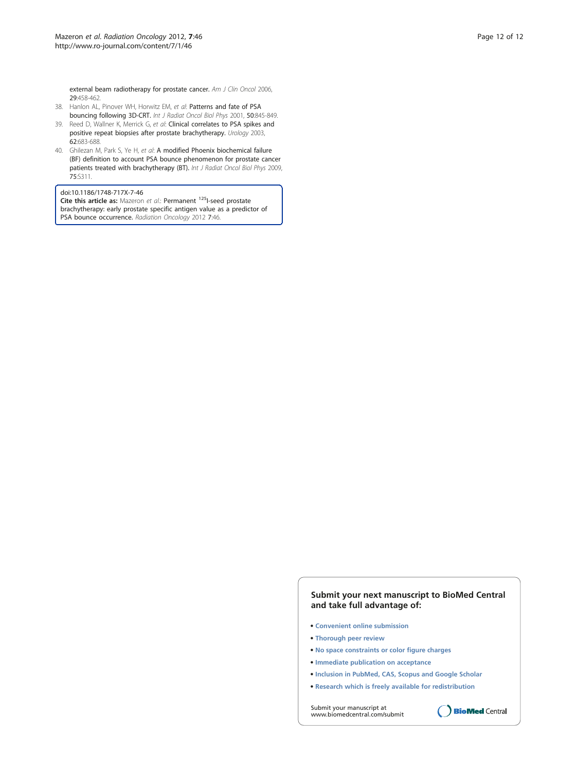external beam radiotherapy for prostate cancer. *Am J Clin Oncol* 2006, **29**:458-462.

38. Hanlon AL, Pinover WH, Horwitz EM, *et al*: **Patterns and fate of PSA bouncing following 3D-CRT.** *Int J Radiat Oncol Biol Phys* 2001, **50**:845-849.
39. Reed D, Wallner K, Merrick G, *et al*: **Clinical correlates to PSA spikes and positive repeat biopsies after prostate brachytherapy.** *Urology* 2003, **62**:683-688.
40. Ghilezan M, Park S, Ye H, *et al*: **A modified Phoenix biochemical failure (BF) definition to account PSA bounce phenomenon for prostate cancer patients treated with brachytherapy (BT).** *Int J Radiat Oncol Biol Phys* 2009, **75**:S311.

doi:10.1186/1748-717X-7-46

**Cite this article as:** Mazeron *et al.*: Permanent $^{125}$I-seed prostate brachytherapy: early prostate specific antigen value as a predictor of PSA bounce occurrence. *Radiation Oncology* 2012 **7**:46.

**Submit your next manuscript to BioMed Central and take full advantage of:**

- **Convenient online submission**
- **Thorough peer review**
- **No space constraints or color figure charges**
- **Immediate publication on acceptance**
- **Inclusion in PubMed, CAS, Scopus and Google Scholar**
- **Research which is freely available for redistribution**

Submit your manuscript at www.biomedcentral.com/submit

BioMed Central